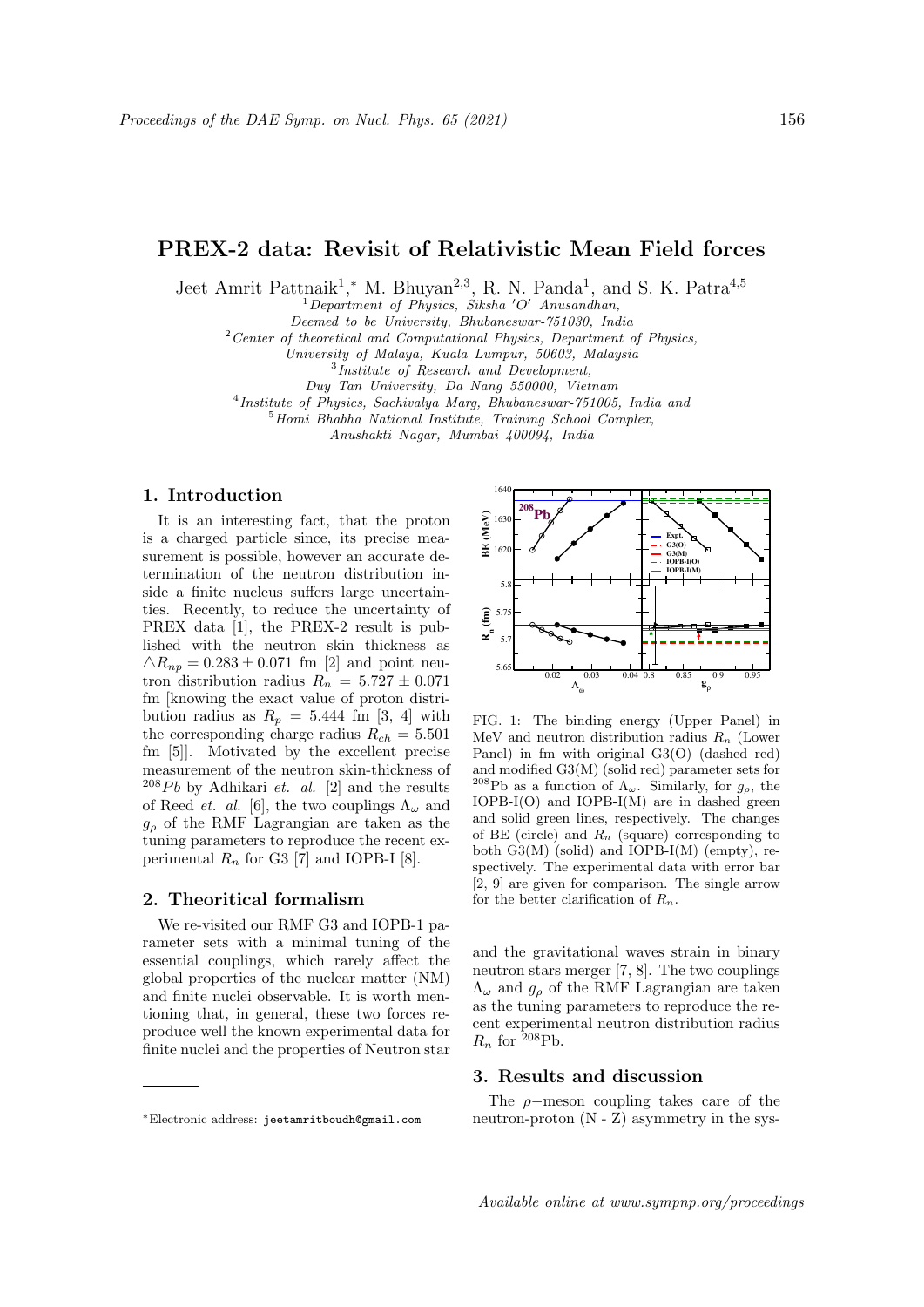# PREX-2 data: Revisit of Relativistic Mean Field forces

Jeet Amrit Pattnaik[1,*], M. Bhuyan[2,3], R. N. Panda[1], and S. K. Patra[4,5]

[1] *Department of Physics, Siksha 'O' Anusandhan, Deemed to be University, Bhubaneswar-751030, India*
[2] *Center of theoretical and Computational Physics, Department of Physics, University of Malaya, Kuala Lumpur, 50603, Malaysia*
[3] *Institute of Research and Development, Duy Tan University, Da Nang 550000, Vietnam*
[4] *Institute of Physics, Sachivalya Marg, Bhubaneswar-751005, India and*
[5] *Homi Bhabha National Institute, Training School Complex, Anushakti Nagar, Mumbai 400094, India*

## 1. Introduction

It is an interesting fact, that the proton is a charged particle since, its precise measurement is possible, however an accurate determination of the neutron distribution inside a finite nucleus suffers large uncertainties. Recently, to reduce the uncertainty of PREX data [1], the PREX-2 result is published with the neutron skin thickness as $\triangle R_{np} = 0.283 \pm 0.071$ fm [2] and point neutron distribution radius $R_n = 5.727 \pm 0.071$ fm [knowing the exact value of proton distribution radius as $R_p = 5.444$ fm [3, 4] with the corresponding charge radius $R_{ch} = 5.501$ fm [5]]. Motivated by the excellent precise measurement of the neutron skin-thickness of $^{208}Pb$ by Adhikari *et. al.* [2] and the results of Reed *et. al.* [6], the two couplings $\Lambda_\omega$ and $g_\rho$ of the RMF Lagrangian are taken as the tuning parameters to reproduce the recent experimental $R_n$ for G3 [7] and IOPB-I [8].

## 2. Theoritical formalism

We re-visited our RMF G3 and IOPB-1 parameter sets with a minimal tuning of the essential couplings, which rarely affect the global properties of the nuclear matter (NM) and finite nuclei observable. It is worth mentioning that, in general, these two forces reproduce well the known experimental data for finite nuclei and the properties of Neutron star and the gravitational waves strain in binary neutron stars merger [7, 8]. The two couplings $\Lambda_\omega$ and $g_\rho$ of the RMF Lagrangian are taken as the tuning parameters to reproduce the recent experimental neutron distribution radius $R_n$ for $^{208}$Pb.

FIG. 1: The binding energy (Upper Panel) in MeV and neutron distribution radius $R_n$ (Lower Panel) in fm with original G3(O) (dashed red) and modified G3(M) (solid red) parameter sets for $^{208}$Pb as a function of $\Lambda_\omega$. Similarly, for $g_\rho$, the IOPB-I(O) and IOPB-I(M) are in dashed green and solid green lines, respectively. The changes of BE (circle) and $R_n$ (square) corresponding to both G3(M) (solid) and IOPB-I(M) (empty), respectively. The experimental data with error bar [2, 9] are given for comparison. The single arrow for the better clarification of $R_n$.

## 3. Results and discussion

The $\rho-$meson coupling takes care of the neutron-proton (N - Z) asymmetry in the sys-

---

*Electronic address: jeetamritboudh@gmail.com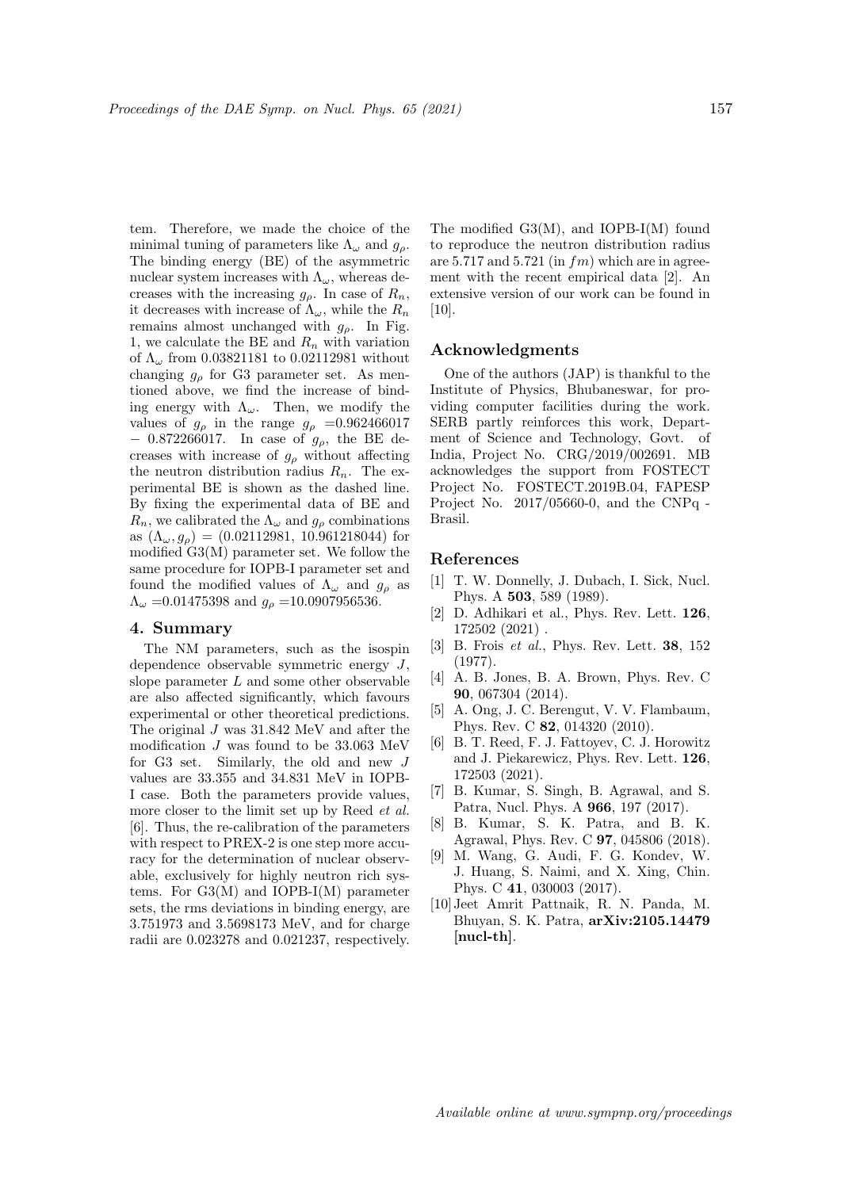tem. Therefore, we made the choice of the minimal tuning of parameters like $\Lambda_\omega$ and $g_\rho$. The binding energy (BE) of the asymmetric nuclear system increases with $\Lambda_\omega$, whereas decreases with the increasing $g_\rho$. In case of $R_n$, it decreases with increase of $\Lambda_\omega$, while the $R_n$ remains almost unchanged with $g_\rho$. In Fig. 1, we calculate the BE and $R_n$ with variation of $\Lambda_\omega$ from 0.03821181 to 0.02112981 without changing $g_\rho$ for G3 parameter set. As mentioned above, we find the increase of binding energy with $\Lambda_\omega$. Then, we modify the values of $g_\rho$ in the range $g_\rho$ =0.962466017 − 0.872266017. In case of $g_\rho$, the BE decreases with increase of $g_\rho$ without affecting the neutron distribution radius $R_n$. The experimental BE is shown as the dashed line. By fixing the experimental data of BE and $R_n$, we calibrated the $\Lambda_\omega$ and $g_\rho$ combinations as $(\Lambda_\omega, g_\rho)$ = (0.02112981, 10.961218044) for modified G3(M) parameter set. We follow the same procedure for IOPB-I parameter set and found the modified values of $\Lambda_\omega$ and $g_\rho$ as $\Lambda_\omega$ =0.01475398 and $g_\rho$ =10.0907956536.

## 4. Summary

The NM parameters, such as the isospin dependence observable symmetric energy $J$, slope parameter $L$ and some other observable are also affected significantly, which favours experimental or other theoretical predictions. The original $J$ was 31.842 MeV and after the modification $J$ was found to be 33.063 MeV for G3 set. Similarly, the old and new $J$ values are 33.355 and 34.831 MeV in IOPB-I case. Both the parameters provide values, more closer to the limit set up by Reed *et al.* [6]. Thus, the re-calibration of the parameters with respect to PREX-2 is one step more accuracy for the determination of nuclear observable, exclusively for highly neutron rich systems. For G3(M) and IOPB-I(M) parameter sets, the rms deviations in binding energy, are 3.751973 and 3.5698173 MeV, and for charge radii are 0.023278 and 0.021237, respectively. The modified G3(M), and IOPB-I(M) found to reproduce the neutron distribution radius are 5.717 and 5.721 (in $fm$) which are in agreement with the recent empirical data [2]. An extensive version of our work can be found in [10].

## Acknowledgments

One of the authors (JAP) is thankful to the Institute of Physics, Bhubaneswar, for providing computer facilities during the work. SERB partly reinforces this work, Department of Science and Technology, Govt. of India, Project No. CRG/2019/002691. MB acknowledges the support from FOSTECT Project No. FOSTECT.2019B.04, FAPESP Project No. 2017/05660-0, and the CNPq - Brasil.

## References

[1] T. W. Donnelly, J. Dubach, I. Sick, Nucl. Phys. A **503**, 589 (1989).

[2] D. Adhikari et al., Phys. Rev. Lett. **126**, 172502 (2021) .

[3] B. Frois *et al.*, Phys. Rev. Lett. **38**, 152 (1977).

[4] A. B. Jones, B. A. Brown, Phys. Rev. C **90**, 067304 (2014).

[5] A. Ong, J. C. Berengut, V. V. Flambaum, Phys. Rev. C **82**, 014320 (2010).

[6] B. T. Reed, F. J. Fattoyev, C. J. Horowitz and J. Piekarewicz, Phys. Rev. Lett. **126**, 172503 (2021).

[7] B. Kumar, S. Singh, B. Agrawal, and S. Patra, Nucl. Phys. A **966**, 197 (2017).

[8] B. Kumar, S. K. Patra, and B. K. Agrawal, Phys. Rev. C **97**, 045806 (2018).

[9] M. Wang, G. Audi, F. G. Kondev, W. J. Huang, S. Naimi, and X. Xing, Chin. Phys. C **41**, 030003 (2017).

[10] Jeet Amrit Pattnaik, R. N. Panda, M. Bhuyan, S. K. Patra, **arXiv:2105.14479 [nucl-th]**.